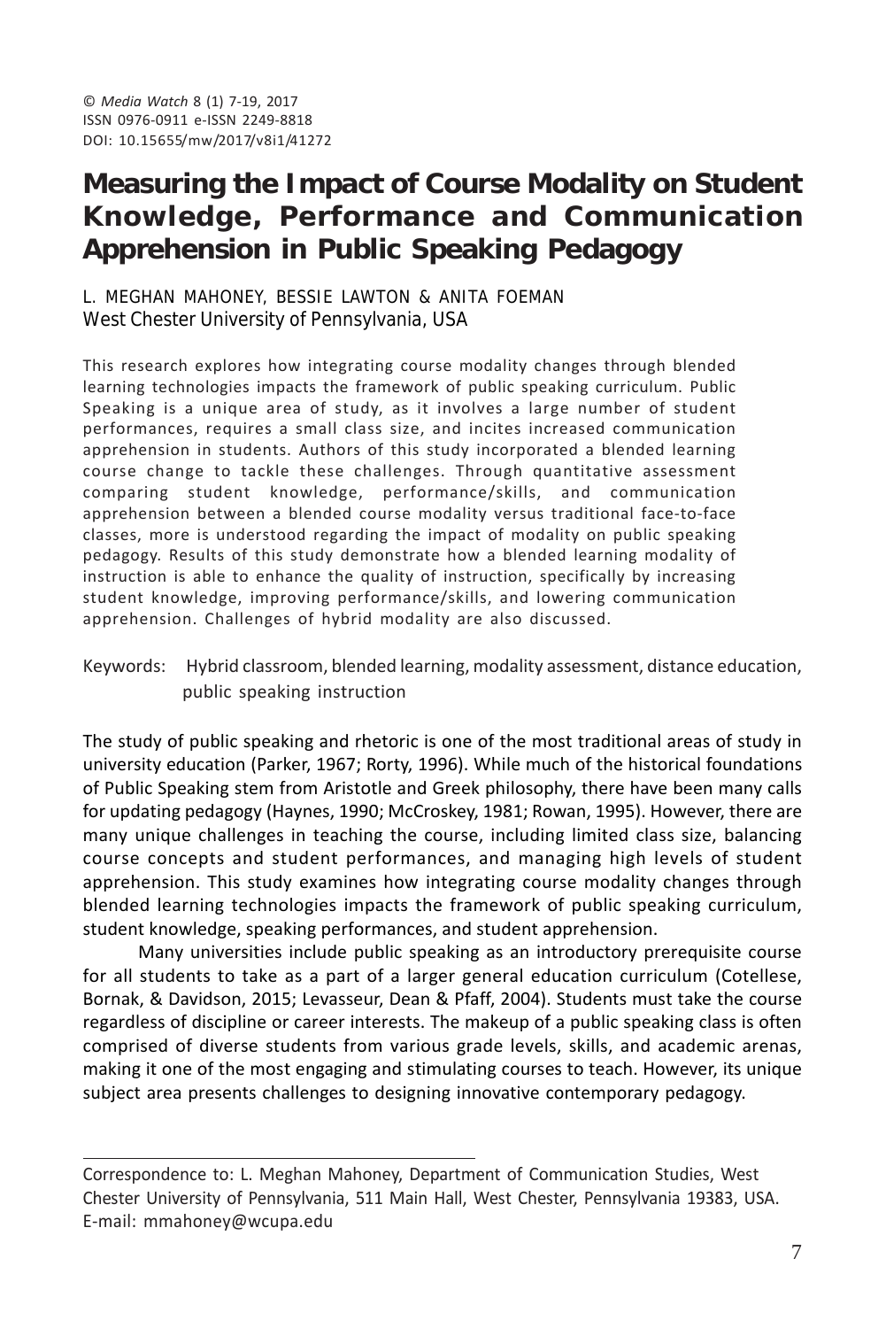# Measuring the Impact of Course Modality on Student Knowledge, Performance and Communication Apprehension in Public Speaking Pedagogy

L. MEGHAN MAHONEY, BESSIE LAWTON & ANITA FOEMAN
West Chester University of Pennsylvania, USA

This research explores how integrating course modality changes through blended learning technologies impacts the framework of public speaking curriculum. Public Speaking is a unique area of study, as it involves a large number of student performances, requires a small class size, and incites increased communication apprehension in students. Authors of this study incorporated a blended learning course change to tackle these challenges. Through quantitative assessment comparing student knowledge, performance/skills, and communication apprehension between a blended course modality versus traditional face-to-face classes, more is understood regarding the impact of modality on public speaking pedagogy. Results of this study demonstrate how a blended learning modality of instruction is able to enhance the quality of instruction, specifically by increasing student knowledge, improving performance/skills, and lowering communication apprehension. Challenges of hybrid modality are also discussed.

Keywords: Hybrid classroom, blended learning, modality assessment, distance education, public speaking instruction

The study of public speaking and rhetoric is one of the most traditional areas of study in university education (Parker, 1967; Rorty, 1996). While much of the historical foundations of Public Speaking stem from Aristotle and Greek philosophy, there have been many calls for updating pedagogy (Haynes, 1990; McCroskey, 1981; Rowan, 1995). However, there are many unique challenges in teaching the course, including limited class size, balancing course concepts and student performances, and managing high levels of student apprehension. This study examines how integrating course modality changes through blended learning technologies impacts the framework of public speaking curriculum, student knowledge, speaking performances, and student apprehension.

Many universities include public speaking as an introductory prerequisite course for all students to take as a part of a larger general education curriculum (Cotellese, Bornak, & Davidson, 2015; Levasseur, Dean & Pfaff, 2004). Students must take the course regardless of discipline or career interests. The makeup of a public speaking class is often comprised of diverse students from various grade levels, skills, and academic arenas, making it one of the most engaging and stimulating courses to teach. However, its unique subject area presents challenges to designing innovative contemporary pedagogy.

Correspondence to: L. Meghan Mahoney, Department of Communication Studies, West Chester University of Pennsylvania, 511 Main Hall, West Chester, Pennsylvania 19383, USA. E-mail: mmahoney@wcupa.edu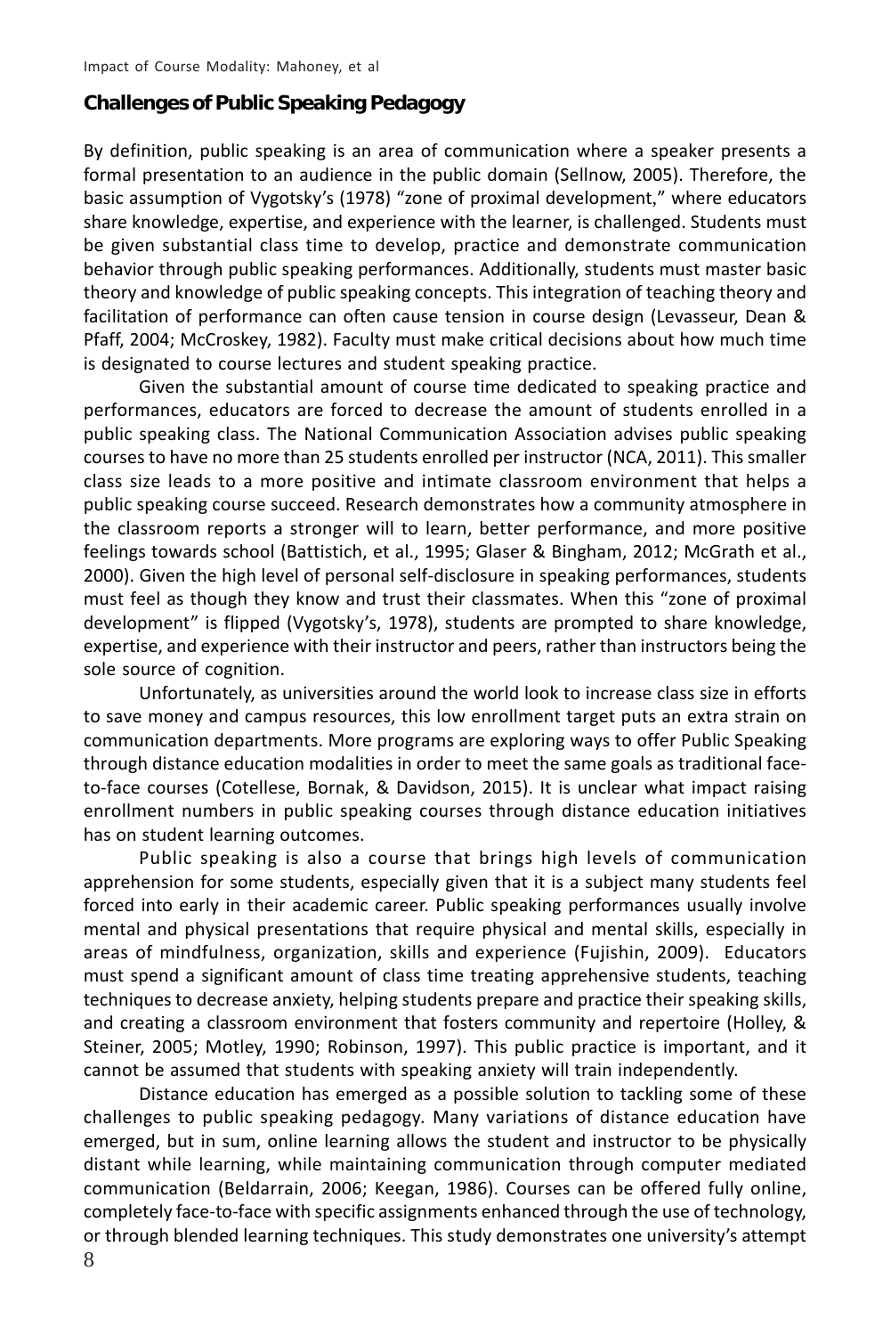## Challenges of Public Speaking Pedagogy

By definition, public speaking is an area of communication where a speaker presents a formal presentation to an audience in the public domain (Sellnow, 2005). Therefore, the basic assumption of Vygotsky's (1978) "zone of proximal development," where educators share knowledge, expertise, and experience with the learner, is challenged. Students must be given substantial class time to develop, practice and demonstrate communication behavior through public speaking performances. Additionally, students must master basic theory and knowledge of public speaking concepts. This integration of teaching theory and facilitation of performance can often cause tension in course design (Levasseur, Dean & Pfaff, 2004; McCroskey, 1982). Faculty must make critical decisions about how much time is designated to course lectures and student speaking practice.

Given the substantial amount of course time dedicated to speaking practice and performances, educators are forced to decrease the amount of students enrolled in a public speaking class. The National Communication Association advises public speaking courses to have no more than 25 students enrolled per instructor (NCA, 2011). This smaller class size leads to a more positive and intimate classroom environment that helps a public speaking course succeed. Research demonstrates how a community atmosphere in the classroom reports a stronger will to learn, better performance, and more positive feelings towards school (Battistich, et al., 1995; Glaser & Bingham, 2012; McGrath et al., 2000). Given the high level of personal self-disclosure in speaking performances, students must feel as though they know and trust their classmates. When this "zone of proximal development" is flipped (Vygotsky's, 1978), students are prompted to share knowledge, expertise, and experience with their instructor and peers, rather than instructors being the sole source of cognition.

Unfortunately, as universities around the world look to increase class size in efforts to save money and campus resources, this low enrollment target puts an extra strain on communication departments. More programs are exploring ways to offer Public Speaking through distance education modalities in order to meet the same goals as traditional face-to-face courses (Cotellese, Bornak, & Davidson, 2015). It is unclear what impact raising enrollment numbers in public speaking courses through distance education initiatives has on student learning outcomes.

Public speaking is also a course that brings high levels of communication apprehension for some students, especially given that it is a subject many students feel forced into early in their academic career. Public speaking performances usually involve mental and physical presentations that require physical and mental skills, especially in areas of mindfulness, organization, skills and experience (Fujishin, 2009). Educators must spend a significant amount of class time treating apprehensive students, teaching techniques to decrease anxiety, helping students prepare and practice their speaking skills, and creating a classroom environment that fosters community and repertoire (Holley, & Steiner, 2005; Motley, 1990; Robinson, 1997). This public practice is important, and it cannot be assumed that students with speaking anxiety will train independently.

Distance education has emerged as a possible solution to tackling some of these challenges to public speaking pedagogy. Many variations of distance education have emerged, but in sum, online learning allows the student and instructor to be physically distant while learning, while maintaining communication through computer mediated communication (Beldarrain, 2006; Keegan, 1986). Courses can be offered fully online, completely face-to-face with specific assignments enhanced through the use of technology, or through blended learning techniques. This study demonstrates one university's attempt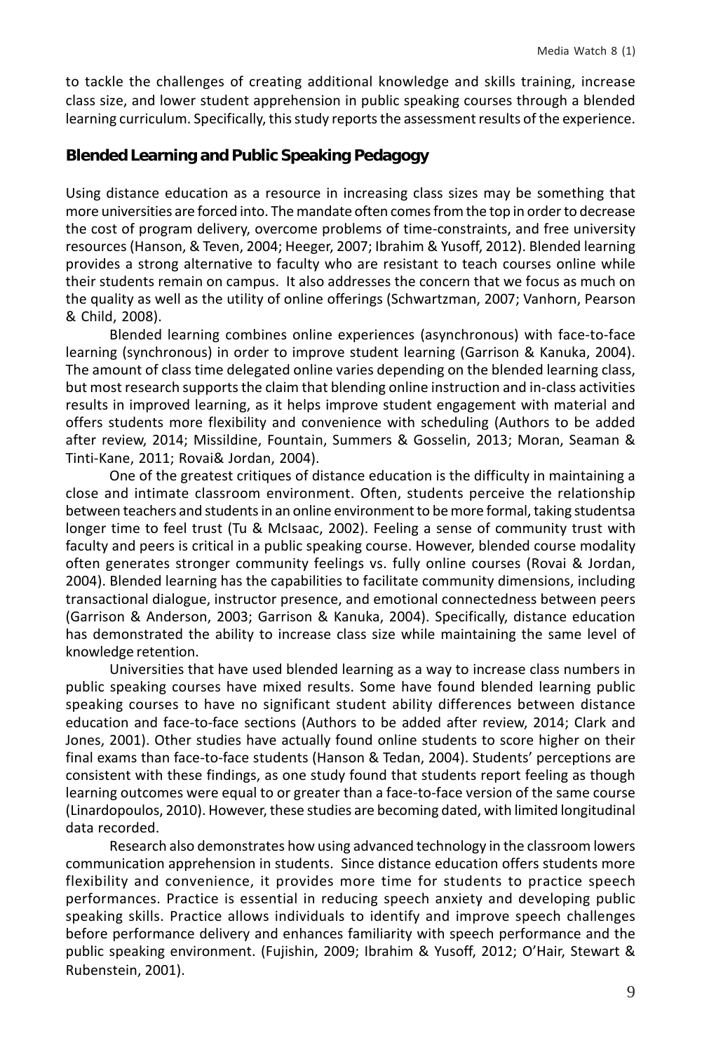to tackle the challenges of creating additional knowledge and skills training, increase class size, and lower student apprehension in public speaking courses through a blended learning curriculum. Specifically, this study reports the assessment results of the experience.

## Blended Learning and Public Speaking Pedagogy

Using distance education as a resource in increasing class sizes may be something that more universities are forced into. The mandate often comes from the top in order to decrease the cost of program delivery, overcome problems of time-constraints, and free university resources (Hanson, & Teven, 2004; Heeger, 2007; Ibrahim & Yusoff, 2012). Blended learning provides a strong alternative to faculty who are resistant to teach courses online while their students remain on campus. It also addresses the concern that we focus as much on the quality as well as the utility of online offerings (Schwartzman, 2007; Vanhorn, Pearson & Child, 2008).

Blended learning combines online experiences (asynchronous) with face-to-face learning (synchronous) in order to improve student learning (Garrison & Kanuka, 2004). The amount of class time delegated online varies depending on the blended learning class, but most research supports the claim that blending online instruction and in-class activities results in improved learning, as it helps improve student engagement with material and offers students more flexibility and convenience with scheduling (Authors to be added after review, 2014; Missildine, Fountain, Summers & Gosselin, 2013; Moran, Seaman & Tinti-Kane, 2011; Rovai& Jordan, 2004).

One of the greatest critiques of distance education is the difficulty in maintaining a close and intimate classroom environment. Often, students perceive the relationship between teachers and students in an online environment to be more formal, taking studentsa longer time to feel trust (Tu & McIsaac, 2002). Feeling a sense of community trust with faculty and peers is critical in a public speaking course. However, blended course modality often generates stronger community feelings vs. fully online courses (Rovai & Jordan, 2004). Blended learning has the capabilities to facilitate community dimensions, including transactional dialogue, instructor presence, and emotional connectedness between peers (Garrison & Anderson, 2003; Garrison & Kanuka, 2004). Specifically, distance education has demonstrated the ability to increase class size while maintaining the same level of knowledge retention.

Universities that have used blended learning as a way to increase class numbers in public speaking courses have mixed results. Some have found blended learning public speaking courses to have no significant student ability differences between distance education and face-to-face sections (Authors to be added after review, 2014; Clark and Jones, 2001). Other studies have actually found online students to score higher on their final exams than face-to-face students (Hanson & Tedan, 2004). Students' perceptions are consistent with these findings, as one study found that students report feeling as though learning outcomes were equal to or greater than a face-to-face version of the same course (Linardopoulos, 2010). However, these studies are becoming dated, with limited longitudinal data recorded.

Research also demonstrates how using advanced technology in the classroom lowers communication apprehension in students. Since distance education offers students more flexibility and convenience, it provides more time for students to practice speech performances. Practice is essential in reducing speech anxiety and developing public speaking skills. Practice allows individuals to identify and improve speech challenges before performance delivery and enhances familiarity with speech performance and the public speaking environment. (Fujishin, 2009; Ibrahim & Yusoff, 2012; O'Hair, Stewart & Rubenstein, 2001).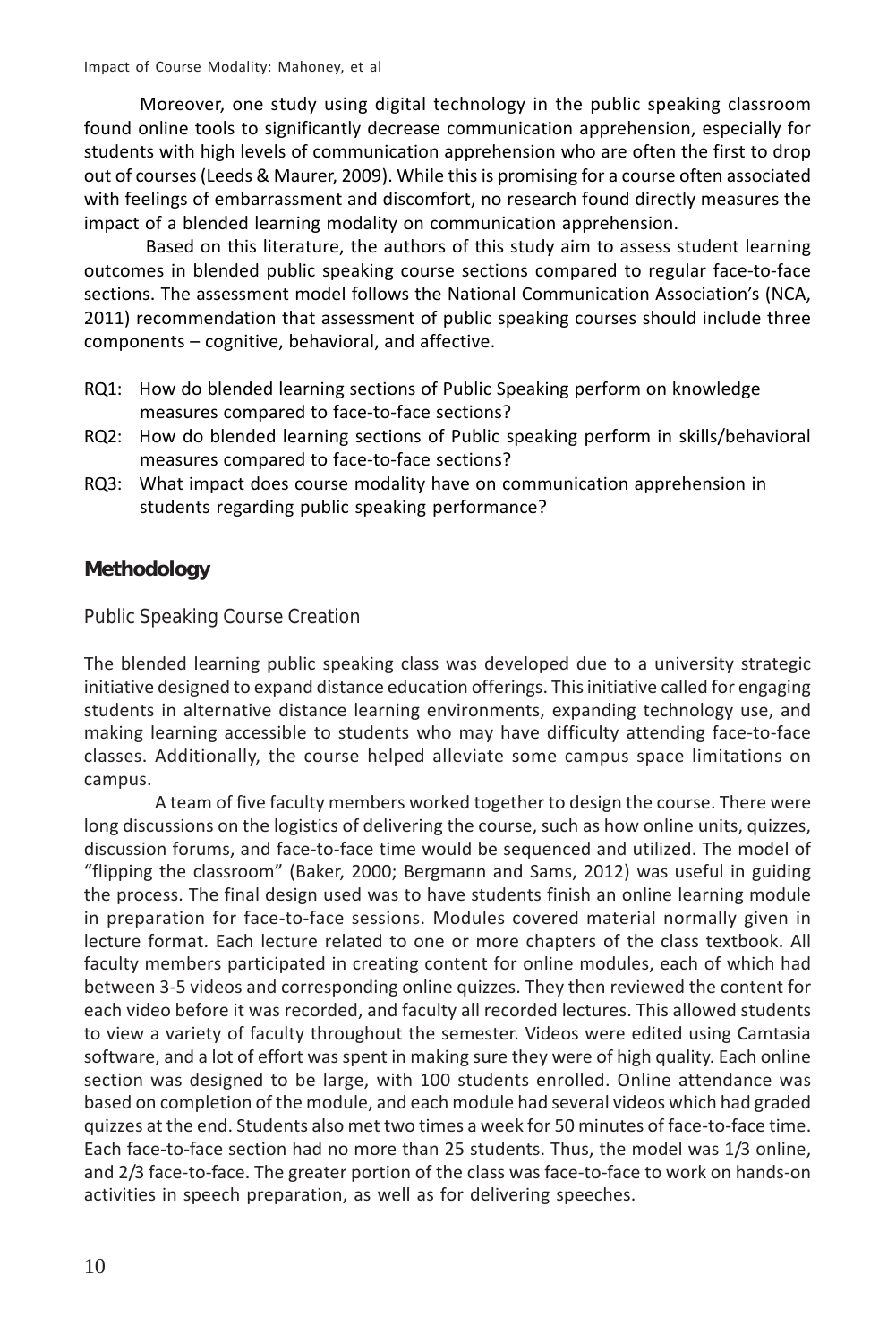Moreover, one study using digital technology in the public speaking classroom found online tools to significantly decrease communication apprehension, especially for students with high levels of communication apprehension who are often the first to drop out of courses (Leeds & Maurer, 2009). While this is promising for a course often associated with feelings of embarrassment and discomfort, no research found directly measures the impact of a blended learning modality on communication apprehension.

Based on this literature, the authors of this study aim to assess student learning outcomes in blended public speaking course sections compared to regular face-to-face sections. The assessment model follows the National Communication Association's (NCA, 2011) recommendation that assessment of public speaking courses should include three components – cognitive, behavioral, and affective.

RQ1: How do blended learning sections of Public Speaking perform on knowledge measures compared to face-to-face sections?

RQ2: How do blended learning sections of Public speaking perform in skills/behavioral measures compared to face-to-face sections?

RQ3: What impact does course modality have on communication apprehension in students regarding public speaking performance?

## Methodology

### Public Speaking Course Creation

The blended learning public speaking class was developed due to a university strategic initiative designed to expand distance education offerings. This initiative called for engaging students in alternative distance learning environments, expanding technology use, and making learning accessible to students who may have difficulty attending face-to-face classes. Additionally, the course helped alleviate some campus space limitations on campus.

A team of five faculty members worked together to design the course. There were long discussions on the logistics of delivering the course, such as how online units, quizzes, discussion forums, and face-to-face time would be sequenced and utilized. The model of "flipping the classroom" (Baker, 2000; Bergmann and Sams, 2012) was useful in guiding the process. The final design used was to have students finish an online learning module in preparation for face-to-face sessions. Modules covered material normally given in lecture format. Each lecture related to one or more chapters of the class textbook. All faculty members participated in creating content for online modules, each of which had between 3-5 videos and corresponding online quizzes. They then reviewed the content for each video before it was recorded, and faculty all recorded lectures. This allowed students to view a variety of faculty throughout the semester. Videos were edited using Camtasia software, and a lot of effort was spent in making sure they were of high quality. Each online section was designed to be large, with 100 students enrolled. Online attendance was based on completion of the module, and each module had several videos which had graded quizzes at the end. Students also met two times a week for 50 minutes of face-to-face time. Each face-to-face section had no more than 25 students. Thus, the model was 1/3 online, and 2/3 face-to-face. The greater portion of the class was face-to-face to work on hands-on activities in speech preparation, as well as for delivering speeches.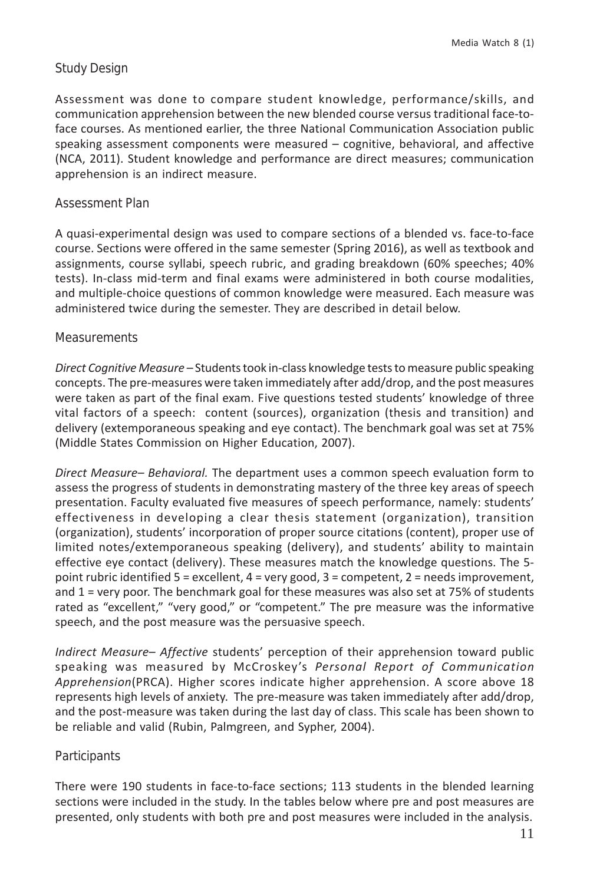## Study Design

Assessment was done to compare student knowledge, performance/skills, and communication apprehension between the new blended course versus traditional face-to-face courses. As mentioned earlier, the three National Communication Association public speaking assessment components were measured – cognitive, behavioral, and affective (NCA, 2011). Student knowledge and performance are direct measures; communication apprehension is an indirect measure.

## Assessment Plan

A quasi-experimental design was used to compare sections of a blended vs. face-to-face course. Sections were offered in the same semester (Spring 2016), as well as textbook and assignments, course syllabi, speech rubric, and grading breakdown (60% speeches; 40% tests). In-class mid-term and final exams were administered in both course modalities, and multiple-choice questions of common knowledge were measured. Each measure was administered twice during the semester. They are described in detail below.

## Measurements

*Direct Cognitive Measure* – Students took in-class knowledge tests to measure public speaking concepts. The pre-measures were taken immediately after add/drop, and the post measures were taken as part of the final exam. Five questions tested students' knowledge of three vital factors of a speech: content (sources), organization (thesis and transition) and delivery (extemporaneous speaking and eye contact). The benchmark goal was set at 75% (Middle States Commission on Higher Education, 2007).

*Direct Measure– Behavioral.* The department uses a common speech evaluation form to assess the progress of students in demonstrating mastery of the three key areas of speech presentation. Faculty evaluated five measures of speech performance, namely: students' effectiveness in developing a clear thesis statement (organization), transition (organization), students' incorporation of proper source citations (content), proper use of limited notes/extemporaneous speaking (delivery), and students' ability to maintain effective eye contact (delivery). These measures match the knowledge questions. The 5-point rubric identified 5 = excellent, 4 = very good, 3 = competent, 2 = needs improvement, and 1 = very poor. The benchmark goal for these measures was also set at 75% of students rated as "excellent," "very good," or "competent." The pre measure was the informative speech, and the post measure was the persuasive speech.

*Indirect Measure– Affective* students' perception of their apprehension toward public speaking was measured by McCroskey's *Personal Report of Communication Apprehension*(PRCA). Higher scores indicate higher apprehension. A score above 18 represents high levels of anxiety. The pre-measure was taken immediately after add/drop, and the post-measure was taken during the last day of class. This scale has been shown to be reliable and valid (Rubin, Palmgreen, and Sypher, 2004).

## Participants

There were 190 students in face-to-face sections; 113 students in the blended learning sections were included in the study. In the tables below where pre and post measures are presented, only students with both pre and post measures were included in the analysis.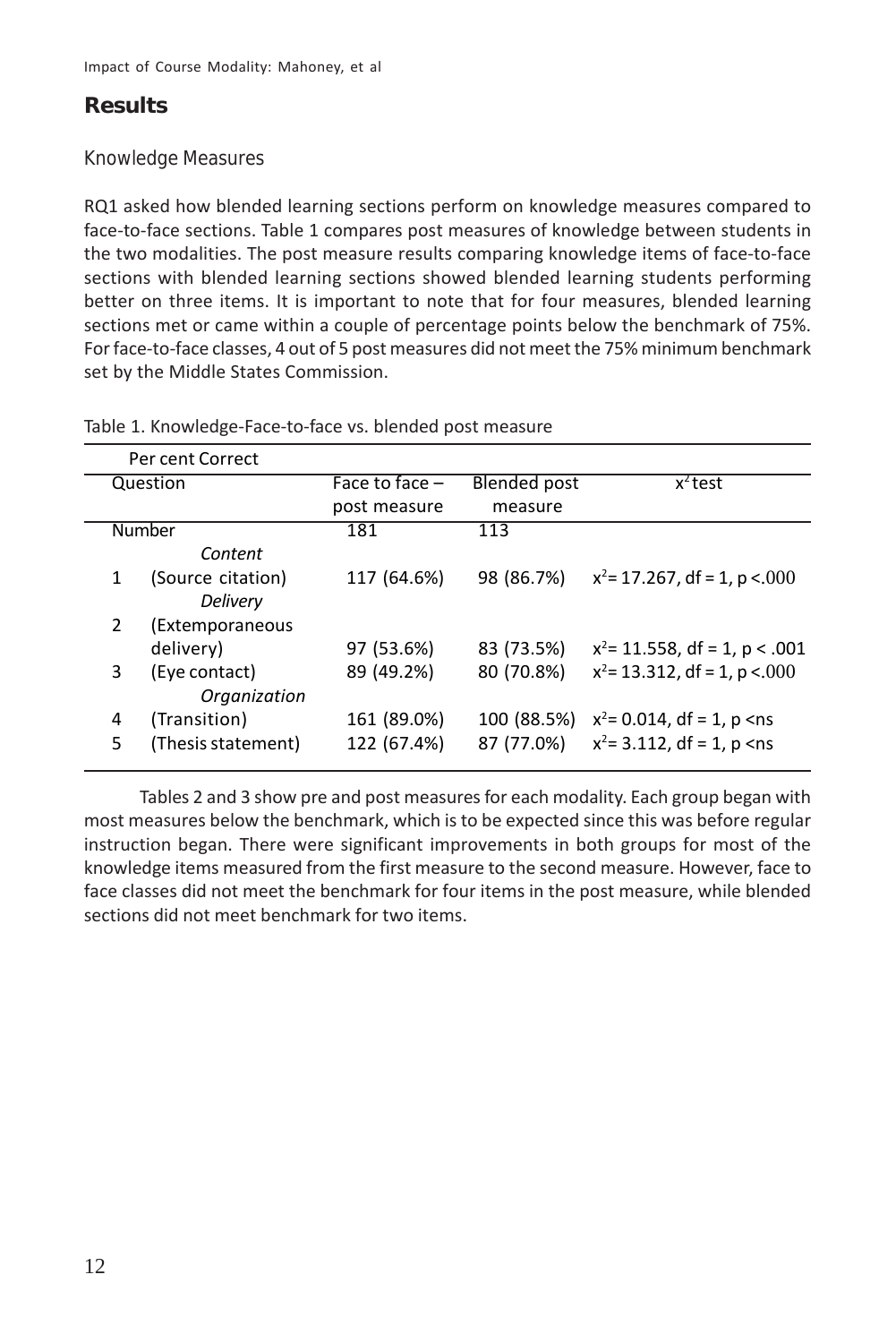## Results

### Knowledge Measures

RQ1 asked how blended learning sections perform on knowledge measures compared to face-to-face sections. Table 1 compares post measures of knowledge between students in the two modalities. The post measure results comparing knowledge items of face-to-face sections with blended learning sections showed blended learning students performing better on three items. It is important to note that for four measures, blended learning sections met or came within a couple of percentage points below the benchmark of 75%. For face-to-face classes, 4 out of 5 post measures did not meet the 75% minimum benchmark set by the Middle States Commission.

Table 1. Knowledge-Face-to-face vs. blended post measure

| Per cent Correct | | | | |
|---|---|---|---|---|
| Question | | Face to face – post measure | Blended post measure | $x^2$ test |
| Number | | 181 | 113 | |
| | *Content* | | | |
| 1 | (Source citation) | 117 (64.6%) | 98 (86.7%) | $x^2$= 17.267, df = 1, p <.000 |
| | *Delivery* | | | |
| 2 | (Extemporaneous delivery) | 97 (53.6%) | 83 (73.5%) | $x^2$= 11.558, df = 1, p < .001 |
| 3 | (Eye contact) | 89 (49.2%) | 80 (70.8%) | $x^2$= 13.312, df = 1, p <.000 |
| | *Organization* | | | |
| 4 | (Transition) | 161 (89.0%) | 100 (88.5%) | $x^2$= 0.014, df = 1, p <ns |
| 5 | (Thesis statement) | 122 (67.4%) | 87 (77.0%) | $x^2$= 3.112, df = 1, p <ns |

Tables 2 and 3 show pre and post measures for each modality. Each group began with most measures below the benchmark, which is to be expected since this was before regular instruction began. There were significant improvements in both groups for most of the knowledge items measured from the first measure to the second measure. However, face to face classes did not meet the benchmark for four items in the post measure, while blended sections did not meet benchmark for two items.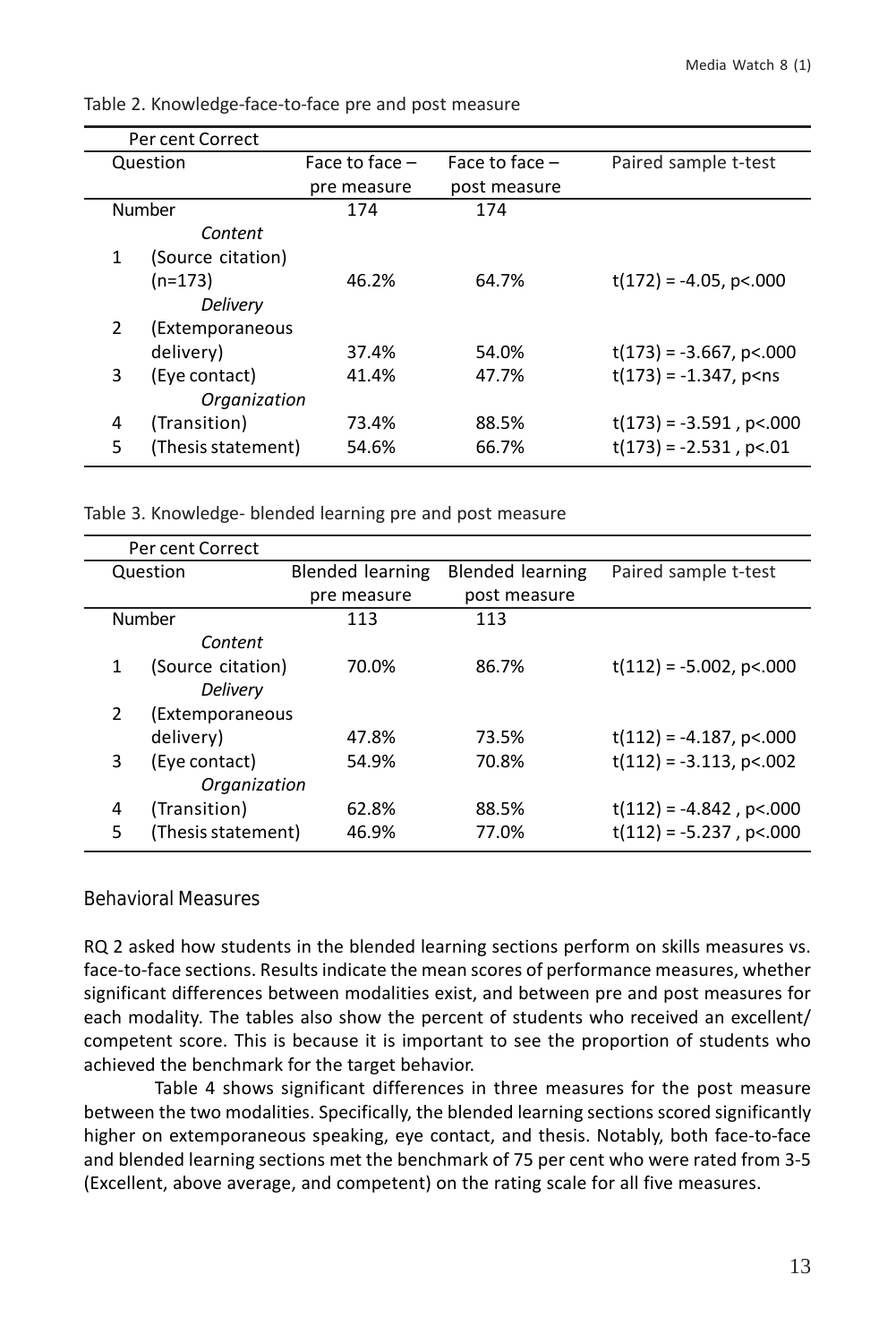Table 2. Knowledge-face-to-face pre and post measure

| Per cent Correct | | | | |
|---|---|---|---|---|
| Question | | Face to face – pre measure | Face to face – post measure | Paired sample t-test |
| Number | | 174 | 174 | |
| | *Content* | | | |
| 1 | (Source citation) (n=173) | 46.2% | 64.7% | t(172) = -4.05, p<.000 |
| | *Delivery* | | | |
| 2 | (Extemporaneous delivery) | 37.4% | 54.0% | t(173) = -3.667, p<.000 |
| 3 | (Eye contact) | 41.4% | 47.7% | t(173) = -1.347, p<ns |
| | *Organization* | | | |
| 4 | (Transition) | 73.4% | 88.5% | t(173) = -3.591 , p<.000 |
| 5 | (Thesis statement) | 54.6% | 66.7% | t(173) = -2.531 , p<.01 |

Table 3. Knowledge- blended learning pre and post measure

| Per cent Correct | | | | |
|---|---|---|---|---|
| Question | | Blended learning pre measure | Blended learning post measure | Paired sample t-test |
| Number | | 113 | 113 | |
| | *Content* | | | |
| 1 | (Source citation) | 70.0% | 86.7% | t(112) = -5.002, p<.000 |
| | *Delivery* | | | |
| 2 | (Extemporaneous delivery) | 47.8% | 73.5% | t(112) = -4.187, p<.000 |
| 3 | (Eye contact) | 54.9% | 70.8% | t(112) = -3.113, p<.002 |
| | *Organization* | | | |
| 4 | (Transition) | 62.8% | 88.5% | t(112) = -4.842 , p<.000 |
| 5 | (Thesis statement) | 46.9% | 77.0% | t(112) = -5.237 , p<.000 |

## Behavioral Measures

RQ 2 asked how students in the blended learning sections perform on skills measures vs. face-to-face sections. Results indicate the mean scores of performance measures, whether significant differences between modalities exist, and between pre and post measures for each modality. The tables also show the percent of students who received an excellent/ competent score. This is because it is important to see the proportion of students who achieved the benchmark for the target behavior.

Table 4 shows significant differences in three measures for the post measure between the two modalities. Specifically, the blended learning sections scored significantly higher on extemporaneous speaking, eye contact, and thesis. Notably, both face-to-face and blended learning sections met the benchmark of 75 per cent who were rated from 3-5 (Excellent, above average, and competent) on the rating scale for all five measures.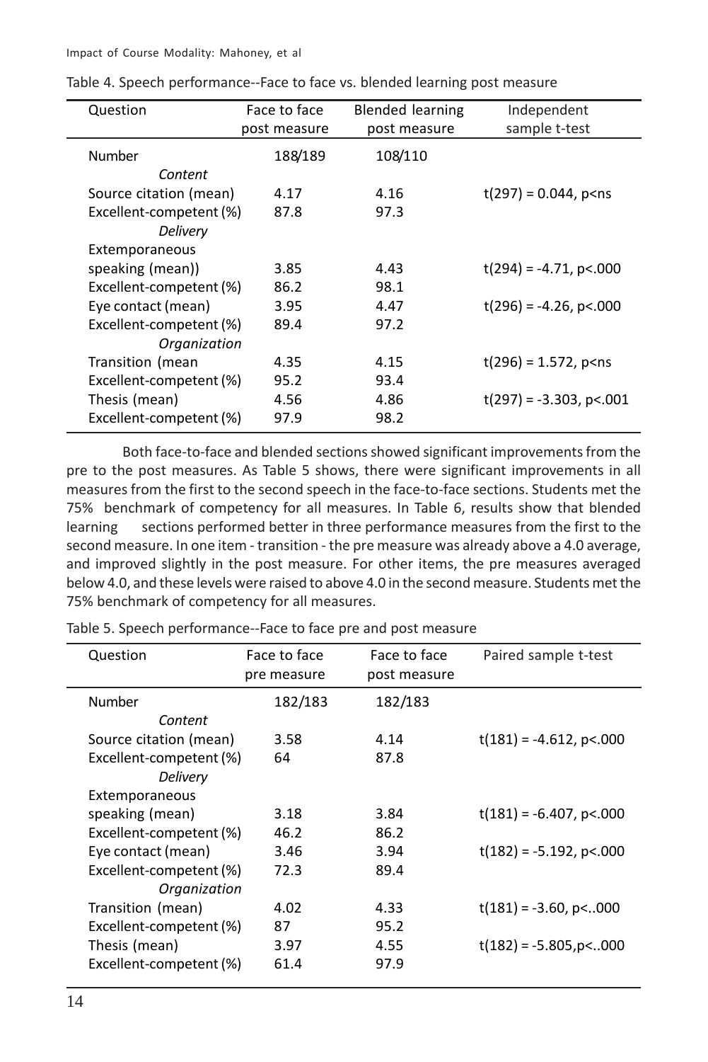Table 4. Speech performance--Face to face vs. blended learning post measure

| Question | Face to face post measure | Blended learning post measure | Independent sample t-test |
|---|---|---|---|
| Number | 188/189 | 108/110 | |
| *Content* | | | |
| Source citation (mean) | 4.17 | 4.16 | t(297) = 0.044, p<ns |
| Excellent-competent (%) | 87.8 | 97.3 | |
| *Delivery* | | | |
| Extemporaneous speaking (mean)) | 3.85 | 4.43 | t(294) = -4.71, p<.000 |
| Excellent-competent (%) | 86.2 | 98.1 | |
| Eye contact (mean) | 3.95 | 4.47 | t(296) = -4.26, p<.000 |
| Excellent-competent (%) | 89.4 | 97.2 | |
| *Organization* | | | |
| Transition (mean | 4.35 | 4.15 | t(296) = 1.572, p<ns |
| Excellent-competent (%) | 95.2 | 93.4 | |
| Thesis (mean) | 4.56 | 4.86 | t(297) = -3.303, p<.001 |
| Excellent-competent (%) | 97.9 | 98.2 | |

Both face-to-face and blended sections showed significant improvements from the pre to the post measures. As Table 5 shows, there were significant improvements in all measures from the first to the second speech in the face-to-face sections. Students met the 75% benchmark of competency for all measures. In Table 6, results show that blended learning sections performed better in three performance measures from the first to the second measure. In one item - transition - the pre measure was already above a 4.0 average, and improved slightly in the post measure. For other items, the pre measures averaged below 4.0, and these levels were raised to above 4.0 in the second measure. Students met the 75% benchmark of competency for all measures.

Table 5. Speech performance--Face to face pre and post measure

| Question | Face to face pre measure | Face to face post measure | Paired sample t-test |
|---|---|---|---|
| Number | 182/183 | 182/183 | |
| *Content* | | | |
| Source citation (mean) | 3.58 | 4.14 | t(181) = -4.612, p<.000 |
| Excellent-competent (%) | 64 | 87.8 | |
| *Delivery* | | | |
| Extemporaneous speaking (mean) | 3.18 | 3.84 | t(181) = -6.407, p<.000 |
| Excellent-competent (%) | 46.2 | 86.2 | |
| Eye contact (mean) | 3.46 | 3.94 | t(182) = -5.192, p<.000 |
| Excellent-competent (%) | 72.3 | 89.4 | |
| *Organization* | | | |
| Transition (mean) | 4.02 | 4.33 | t(181) = -3.60, p<..000 |
| Excellent-competent (%) | 87 | 95.2 | |
| Thesis (mean) | 3.97 | 4.55 | t(182) = -5.805,p<..000 |
| Excellent-competent (%) | 61.4 | 97.9 | |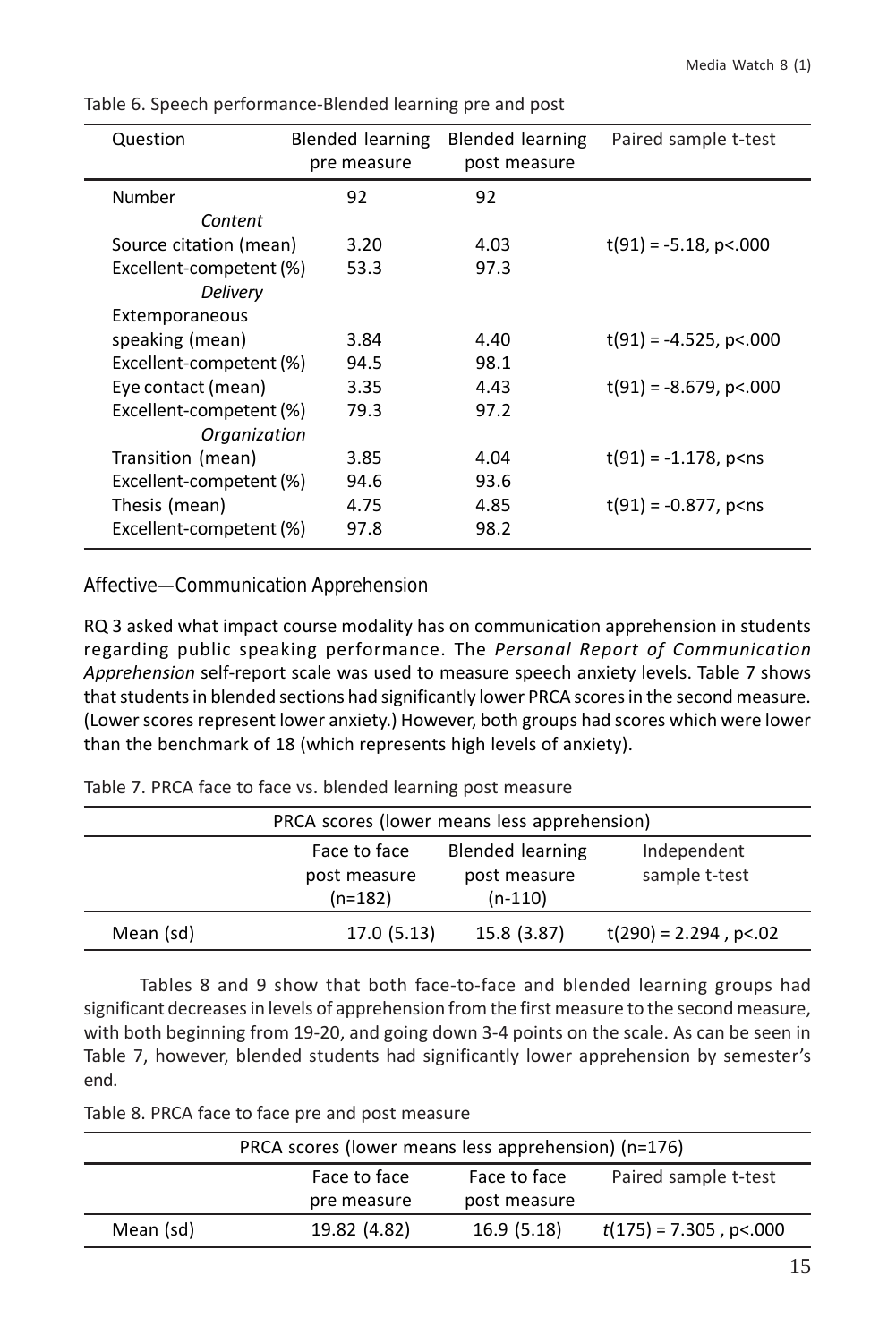Table 6. Speech performance-Blended learning pre and post

| Question | Blended learning pre measure | Blended learning post measure | Paired sample t-test |
|---|---|---|---|
| Number | 92 | 92 | |
| *Content* | | | |
| Source citation (mean) | 3.20 | 4.03 | $t(91) = -5.18$, $p<.000$ |
| Excellent-competent (%) | 53.3 | 97.3 | |
| *Delivery* | | | |
| Extemporaneous speaking (mean) | 3.84 | 4.40 | $t(91) = -4.525$, $p<.000$ |
| Excellent-competent (%) | 94.5 | 98.1 | |
| Eye contact (mean) | 3.35 | 4.43 | $t(91) = -8.679$, $p<.000$ |
| Excellent-competent (%) | 79.3 | 97.2 | |
| *Organization* | | | |
| Transition (mean) | 3.85 | 4.04 | $t(91) = -1.178$, p<ns |
| Excellent-competent (%) | 94.6 | 93.6 | |
| Thesis (mean) | 4.75 | 4.85 | $t(91) = -0.877$, p<ns |
| Excellent-competent (%) | 97.8 | 98.2 | |

## Affective—Communication Apprehension

RQ 3 asked what impact course modality has on communication apprehension in students regarding public speaking performance. The *Personal Report of Communication Apprehension* self-report scale was used to measure speech anxiety levels. Table 7 shows that students in blended sections had significantly lower PRCA scores in the second measure. (Lower scores represent lower anxiety.) However, both groups had scores which were lower than the benchmark of 18 (which represents high levels of anxiety).

Table 7. PRCA face to face vs. blended learning post measure

| PRCA scores (lower means less apprehension) | | | |
|---|---|---|---|
| | Face to face post measure (n=182) | Blended learning post measure (n-110) | Independent sample t-test |
| Mean (sd) | 17.0 (5.13) | 15.8 (3.87) | $t(290) = 2.294$, $p<.02$ |

Tables 8 and 9 show that both face-to-face and blended learning groups had significant decreases in levels of apprehension from the first measure to the second measure, with both beginning from 19-20, and going down 3-4 points on the scale. As can be seen in Table 7, however, blended students had significantly lower apprehension by semester's end.

Table 8. PRCA face to face pre and post measure

| PRCA scores (lower means less apprehension) (n=176) | | | |
|---|---|---|---|
| | Face to face pre measure | Face to face post measure | Paired sample t-test |
| Mean (sd) | 19.82 (4.82) | 16.9 (5.18) | $t(175) = 7.305$, $p<.000$ |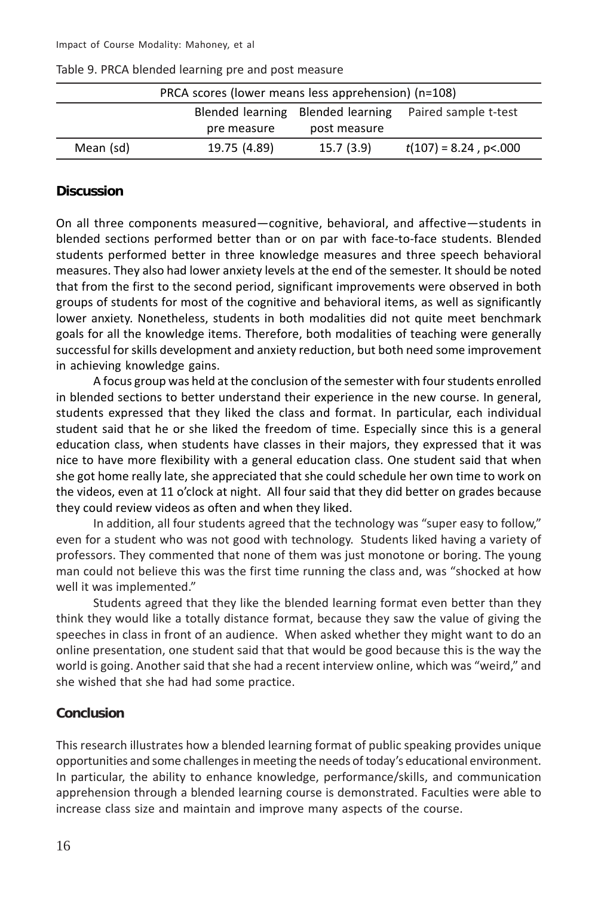Table 9. PRCA blended learning pre and post measure

| PRCA scores (lower means less apprehension) (n=108) | | | |
|---|---|---|---|
| | Blended learning pre measure | Blended learning post measure | Paired sample t-test |
| Mean (sd) | 19.75 (4.89) | 15.7 (3.9) | $t(107) = 8.24$ , $p<.000$ |

## Discussion

On all three components measured—cognitive, behavioral, and affective—students in blended sections performed better than or on par with face-to-face students. Blended students performed better in three knowledge measures and three speech behavioral measures. They also had lower anxiety levels at the end of the semester. It should be noted that from the first to the second period, significant improvements were observed in both groups of students for most of the cognitive and behavioral items, as well as significantly lower anxiety. Nonetheless, students in both modalities did not quite meet benchmark goals for all the knowledge items. Therefore, both modalities of teaching were generally successful for skills development and anxiety reduction, but both need some improvement in achieving knowledge gains.

A focus group was held at the conclusion of the semester with four students enrolled in blended sections to better understand their experience in the new course. In general, students expressed that they liked the class and format. In particular, each individual student said that he or she liked the freedom of time. Especially since this is a general education class, when students have classes in their majors, they expressed that it was nice to have more flexibility with a general education class. One student said that when she got home really late, she appreciated that she could schedule her own time to work on the videos, even at 11 o'clock at night. All four said that they did better on grades because they could review videos as often and when they liked.

In addition, all four students agreed that the technology was "super easy to follow," even for a student who was not good with technology. Students liked having a variety of professors. They commented that none of them was just monotone or boring. The young man could not believe this was the first time running the class and, was "shocked at how well it was implemented."

Students agreed that they like the blended learning format even better than they think they would like a totally distance format, because they saw the value of giving the speeches in class in front of an audience. When asked whether they might want to do an online presentation, one student said that that would be good because this is the way the world is going. Another said that she had a recent interview online, which was "weird," and she wished that she had had some practice.

## Conclusion

This research illustrates how a blended learning format of public speaking provides unique opportunities and some challenges in meeting the needs of today's educational environment. In particular, the ability to enhance knowledge, performance/skills, and communication apprehension through a blended learning course is demonstrated. Faculties were able to increase class size and maintain and improve many aspects of the course.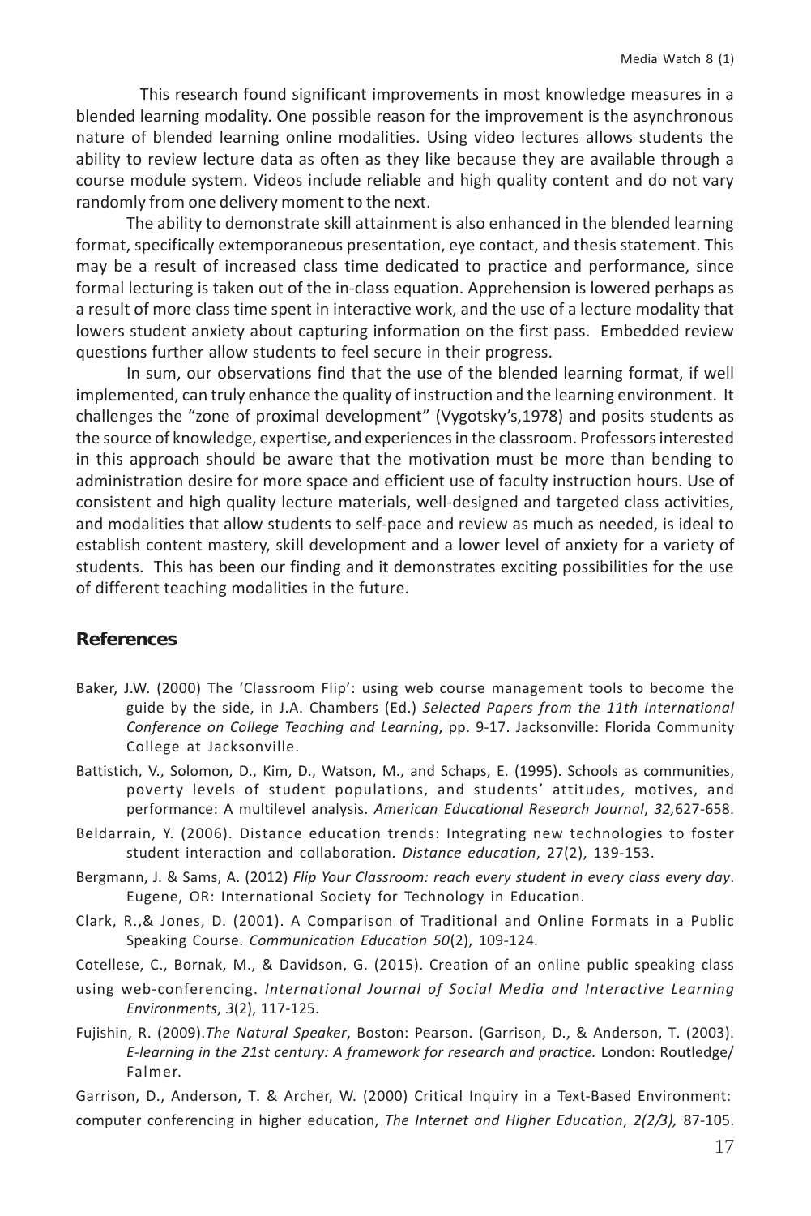This research found significant improvements in most knowledge measures in a blended learning modality. One possible reason for the improvement is the asynchronous nature of blended learning online modalities. Using video lectures allows students the ability to review lecture data as often as they like because they are available through a course module system. Videos include reliable and high quality content and do not vary randomly from one delivery moment to the next.

The ability to demonstrate skill attainment is also enhanced in the blended learning format, specifically extemporaneous presentation, eye contact, and thesis statement. This may be a result of increased class time dedicated to practice and performance, since formal lecturing is taken out of the in-class equation. Apprehension is lowered perhaps as a result of more class time spent in interactive work, and the use of a lecture modality that lowers student anxiety about capturing information on the first pass. Embedded review questions further allow students to feel secure in their progress.

In sum, our observations find that the use of the blended learning format, if well implemented, can truly enhance the quality of instruction and the learning environment. It challenges the "zone of proximal development" (Vygotsky's,1978) and posits students as the source of knowledge, expertise, and experiences in the classroom. Professors interested in this approach should be aware that the motivation must be more than bending to administration desire for more space and efficient use of faculty instruction hours. Use of consistent and high quality lecture materials, well-designed and targeted class activities, and modalities that allow students to self-pace and review as much as needed, is ideal to establish content mastery, skill development and a lower level of anxiety for a variety of students. This has been our finding and it demonstrates exciting possibilities for the use of different teaching modalities in the future.

## References

Baker, J.W. (2000) The 'Classroom Flip': using web course management tools to become the guide by the side, in J.A. Chambers (Ed.) *Selected Papers from the 11th International Conference on College Teaching and Learning*, pp. 9-17. Jacksonville: Florida Community College at Jacksonville.

Battistich, V., Solomon, D., Kim, D., Watson, M., and Schaps, E. (1995). Schools as communities, poverty levels of student populations, and students' attitudes, motives, and performance: A multilevel analysis. *American Educational Research Journal*, *32,*627-658.

Beldarrain, Y. (2006). Distance education trends: Integrating new technologies to foster student interaction and collaboration. *Distance education*, 27(2), 139-153.

Bergmann, J. & Sams, A. (2012) *Flip Your Classroom: reach every student in every class every day*. Eugene, OR: International Society for Technology in Education.

Clark, R.,& Jones, D. (2001). A Comparison of Traditional and Online Formats in a Public Speaking Course. *Communication Education 50*(2), 109-124.

Cotellese, C., Bornak, M., & Davidson, G. (2015). Creation of an online public speaking class using web-conferencing. *International Journal of Social Media and Interactive Learning Environments*, *3*(2), 117-125.

Fujishin, R. (2009).*The Natural Speaker*, Boston: Pearson. (Garrison, D., & Anderson, T. (2003). *E-learning in the 21st century: A framework for research and practice.* London: Routledge/Falmer.

Garrison, D., Anderson, T. & Archer, W. (2000) Critical Inquiry in a Text-Based Environment: computer conferencing in higher education, *The Internet and Higher Education*, *2(2/3),* 87-105.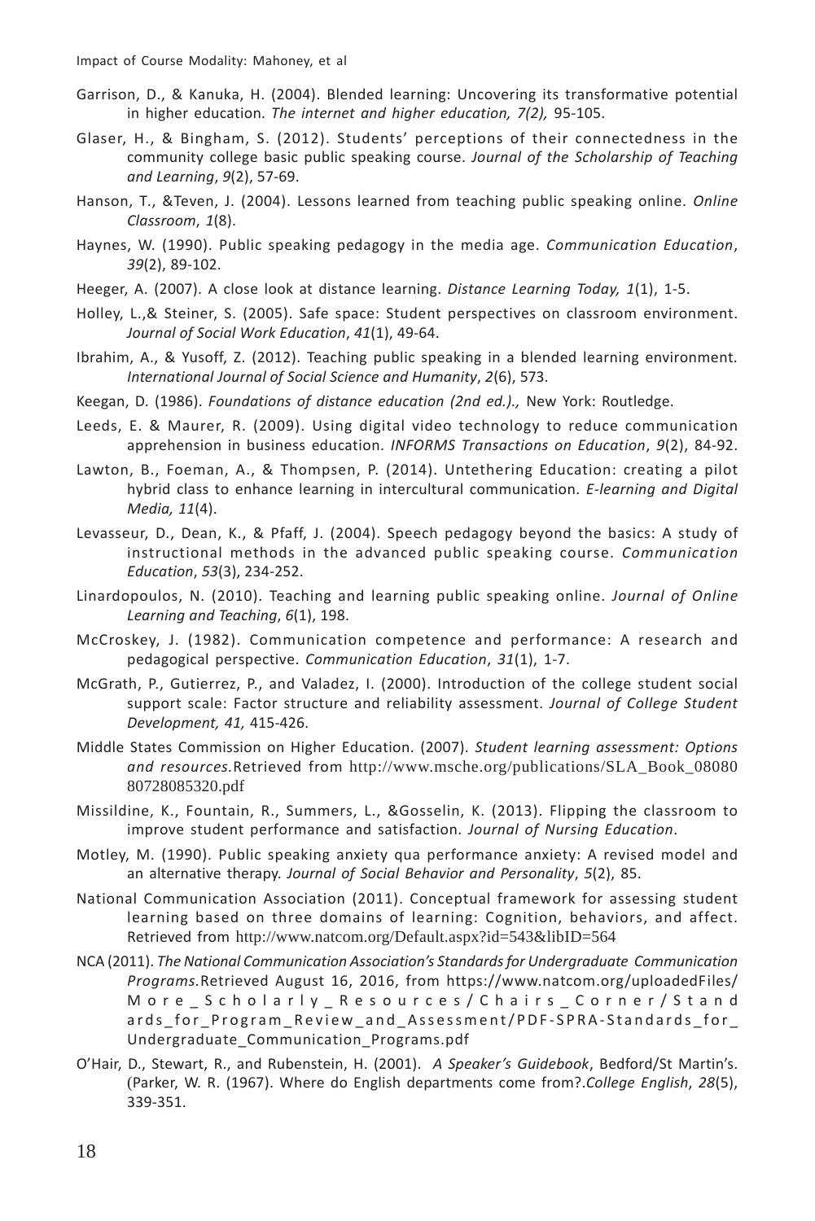Garrison, D., & Kanuka, H. (2004). Blended learning: Uncovering its transformative potential in higher education. *The internet and higher education, 7(2),* 95-105.

Glaser, H., & Bingham, S. (2012). Students' perceptions of their connectedness in the community college basic public speaking course. *Journal of the Scholarship of Teaching and Learning*, *9*(2), 57-69.

Hanson, T., &Teven, J. (2004). Lessons learned from teaching public speaking online. *Online Classroom*, *1*(8).

Haynes, W. (1990). Public speaking pedagogy in the media age. *Communication Education*, *39*(2), 89-102.

Heeger, A. (2007). A close look at distance learning. *Distance Learning Today, 1*(1), 1-5.

Holley, L.,& Steiner, S. (2005). Safe space: Student perspectives on classroom environment. *Journal of Social Work Education*, *41*(1), 49-64.

Ibrahim, A., & Yusoff, Z. (2012). Teaching public speaking in a blended learning environment. *International Journal of Social Science and Humanity*, *2*(6), 573.

Keegan, D. (1986). *Foundations of distance education (2nd ed.).,* New York: Routledge.

Leeds, E. & Maurer, R. (2009). Using digital video technology to reduce communication apprehension in business education. *INFORMS Transactions on Education*, *9*(2), 84-92.

Lawton, B., Foeman, A., & Thompsen, P. (2014). Untethering Education: creating a pilot hybrid class to enhance learning in intercultural communication. *E-learning and Digital Media, 11*(4).

Levasseur, D., Dean, K., & Pfaff, J. (2004). Speech pedagogy beyond the basics: A study of instructional methods in the advanced public speaking course. *Communication Education*, *53*(3), 234-252.

Linardopoulos, N. (2010). Teaching and learning public speaking online. *Journal of Online Learning and Teaching*, *6*(1), 198.

McCroskey, J. (1982). Communication competence and performance: A research and pedagogical perspective. *Communication Education*, *31*(1), 1-7.

McGrath, P., Gutierrez, P., and Valadez, I. (2000). Introduction of the college student social support scale: Factor structure and reliability assessment. *Journal of College Student Development, 41,* 415-426.

Middle States Commission on Higher Education. (2007). *Student learning assessment: Options and resources.*Retrieved from http://www.msche.org/publications/SLA_Book_0808080728085320.pdf

Missildine, K., Fountain, R., Summers, L., &Gosselin, K. (2013). Flipping the classroom to improve student performance and satisfaction. *Journal of Nursing Education*.

Motley, M. (1990). Public speaking anxiety qua performance anxiety: A revised model and an alternative therapy. *Journal of Social Behavior and Personality*, *5*(2), 85.

National Communication Association (2011). Conceptual framework for assessing student learning based on three domains of learning: Cognition, behaviors, and affect. Retrieved from http://www.natcom.org/Default.aspx?id=543&libID=564

NCA (2011). *The National Communication Association's Standards for Undergraduate Communication Programs.*Retrieved August 16, 2016, from https://www.natcom.org/uploadedFiles/More_Scholarly_Resources/Chairs_Corner/Standards_for_Program_Review_and_Assessment/PDF-SPRA-Standards_for_Undergraduate_Communication_Programs.pdf

O'Hair, D., Stewart, R., and Rubenstein, H. (2001). *A Speaker's Guidebook*, Bedford/St Martin's. (Parker, W. R. (1967). Where do English departments come from?.*College English*, *28*(5), 339-351.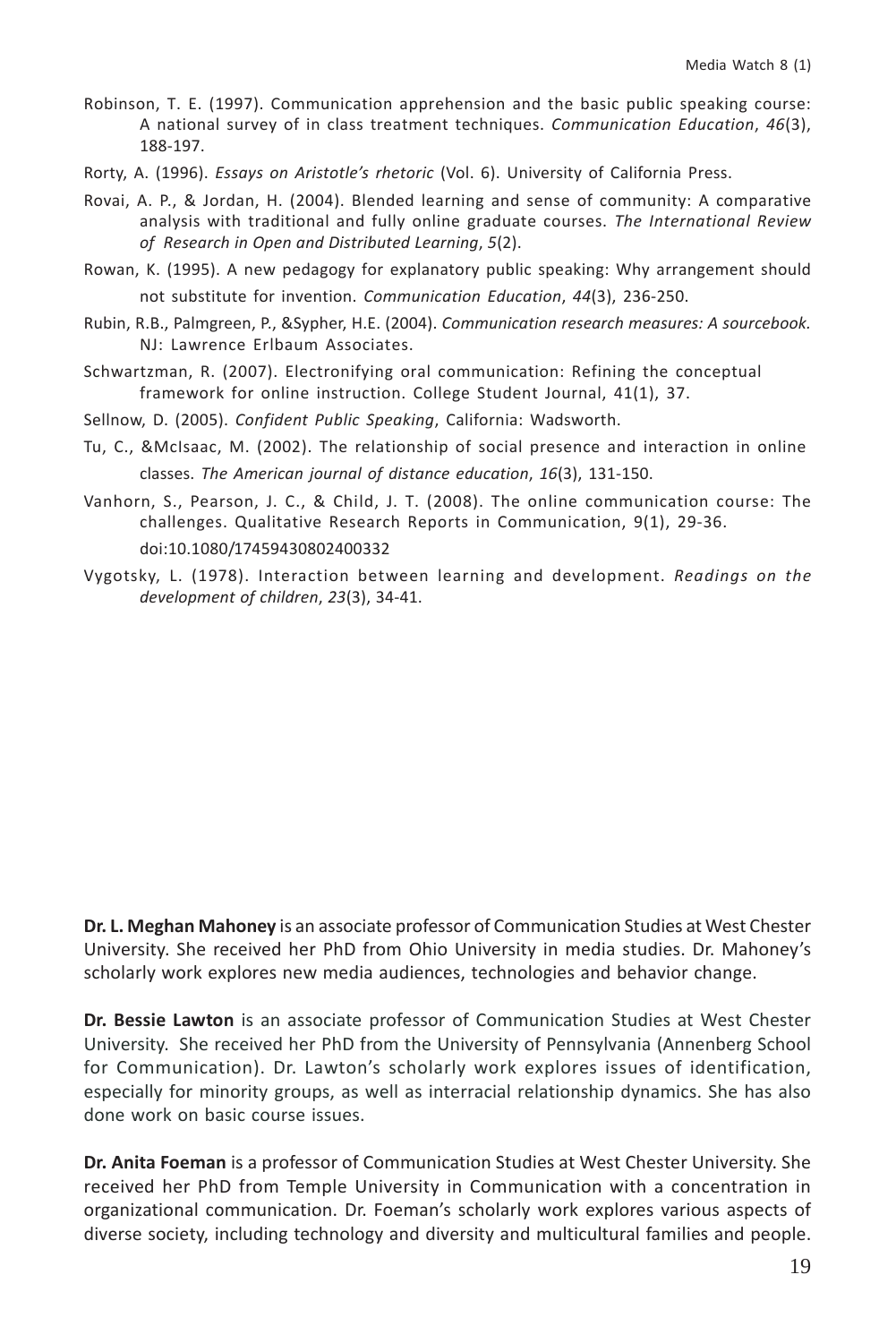Robinson, T. E. (1997). Communication apprehension and the basic public speaking course: A national survey of in class treatment techniques. *Communication Education*, *46*(3), 188-197.

Rorty, A. (1996). *Essays on Aristotle's rhetoric* (Vol. 6). University of California Press.

Rovai, A. P., & Jordan, H. (2004). Blended learning and sense of community: A comparative analysis with traditional and fully online graduate courses. *The International Review of Research in Open and Distributed Learning*, *5*(2).

Rowan, K. (1995). A new pedagogy for explanatory public speaking: Why arrangement should not substitute for invention. *Communication Education*, *44*(3), 236-250.

Rubin, R.B., Palmgreen, P., &Sypher, H.E. (2004). *Communication research measures: A sourcebook.* NJ: Lawrence Erlbaum Associates.

Schwartzman, R. (2007). Electronifying oral communication: Refining the conceptual framework for online instruction. College Student Journal, 41(1), 37.

Sellnow, D. (2005). *Confident Public Speaking*, California: Wadsworth.

Tu, C., &McIsaac, M. (2002). The relationship of social presence and interaction in online classes. *The American journal of distance education*, *16*(3), 131-150.

Vanhorn, S., Pearson, J. C., & Child, J. T. (2008). The online communication course: The challenges. Qualitative Research Reports in Communication, 9(1), 29-36. doi:10.1080/17459430802400332

Vygotsky, L. (1978). Interaction between learning and development. *Readings on the development of children*, *23*(3), 34-41.

**Dr. L. Meghan Mahoney** is an associate professor of Communication Studies at West Chester University. She received her PhD from Ohio University in media studies. Dr. Mahoney's scholarly work explores new media audiences, technologies and behavior change.

**Dr. Bessie Lawton** is an associate professor of Communication Studies at West Chester University. She received her PhD from the University of Pennsylvania (Annenberg School for Communication). Dr. Lawton's scholarly work explores issues of identification, especially for minority groups, as well as interracial relationship dynamics. She has also done work on basic course issues.

**Dr. Anita Foeman** is a professor of Communication Studies at West Chester University. She received her PhD from Temple University in Communication with a concentration in organizational communication. Dr. Foeman's scholarly work explores various aspects of diverse society, including technology and diversity and multicultural families and people.